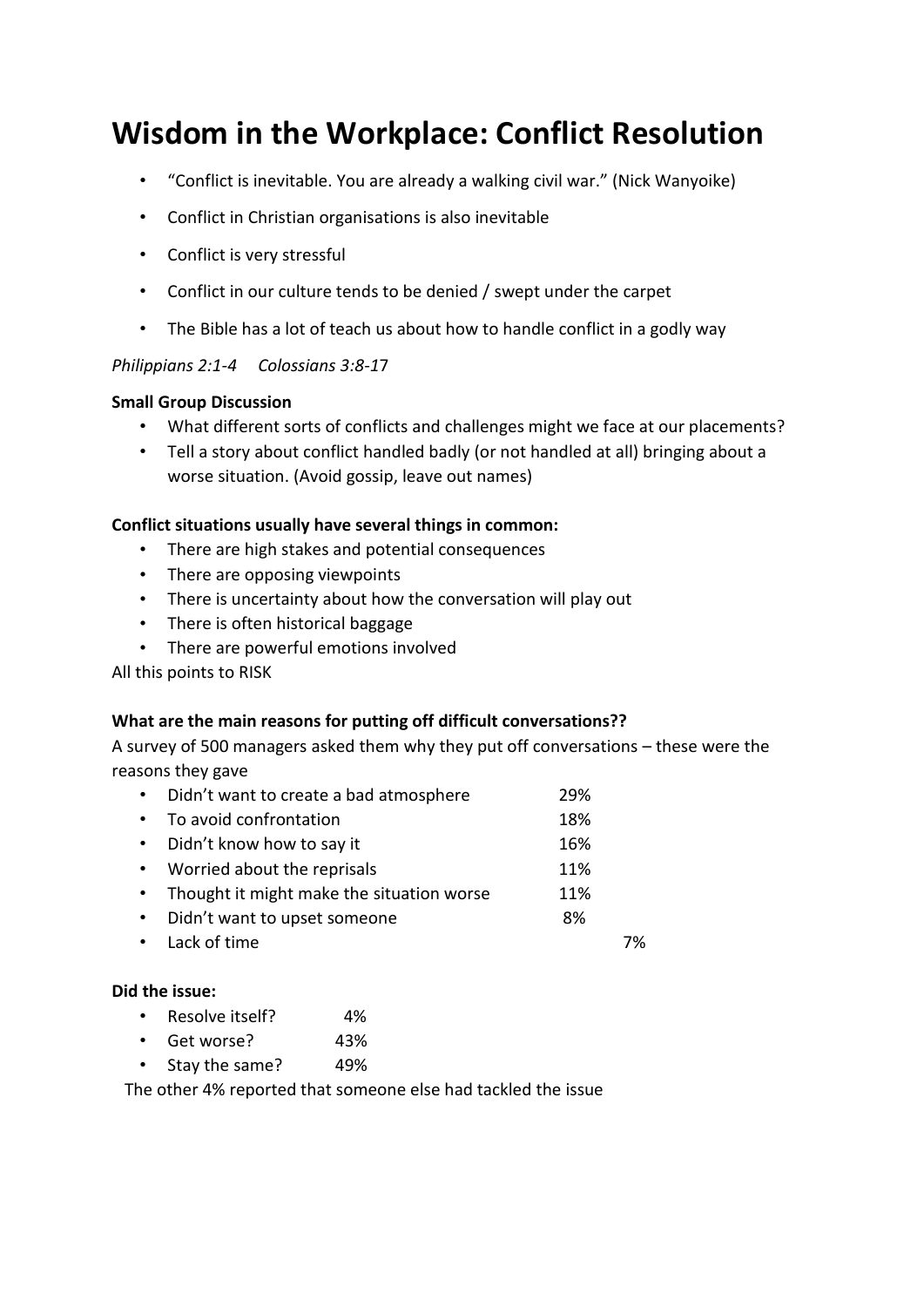# Wisdom in the Workplace: Conflict Resolution

- "Conflict is inevitable. You are already a walking civil war." (Nick Wanyoike)
- Conflict in Christian organisations is also inevitable
- Conflict is very stressful
- Conflict in our culture tends to be denied / swept under the carpet
- The Bible has a lot of teach us about how to handle conflict in a godly way

*Philippians 2:1-4 Colossians 3:8-17*

**Small Group Discussion**

- What different sorts of conflicts and challenges might we face at our placements?
- Tell a story about conflict handled badly (or not handled at all) bringing about a worse situation. (Avoid gossip, leave out names)

**Conflict situations usually have several things in common:**

- There are high stakes and potential consequences
- There are opposing viewpoints
- There is uncertainty about how the conversation will play out
- There is often historical baggage
- There are powerful emotions involved

All this points to RISK

**What are the main reasons for putting off difficult conversations??**

A survey of 500 managers asked them why they put off conversations – these were the reasons they gave

- Didn't want to create a bad atmosphere 29%
- To avoid confrontation 18%
- Didn't know how to say it 16%
- Worried about the reprisals 11%
- Thought it might make the situation worse 11%
- Didn't want to upset someone 8%
- Lack of time 7%

**Did the issue:**

- Resolve itself? 4%
- Get worse? 43%
- Stay the same? 49%

The other 4% reported that someone else had tackled the issue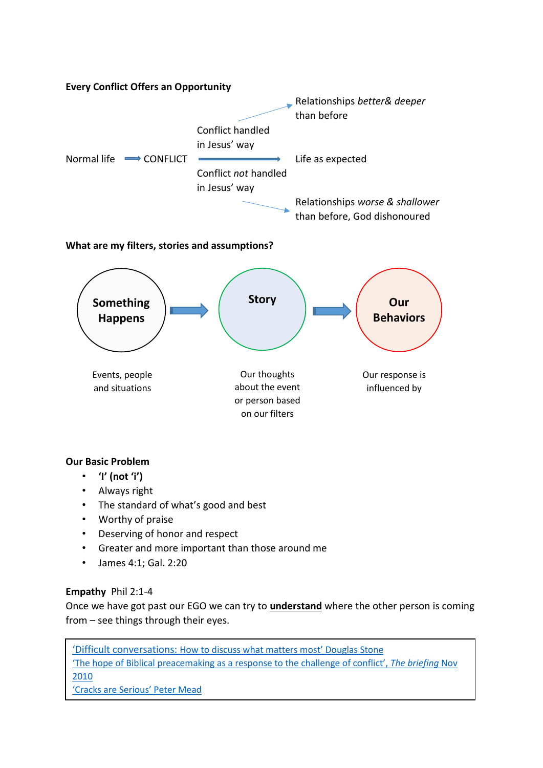**Every Conflict Offers an Opportunity**

Normal life ⟶ CONFLICT

- Conflict handled in Jesus' way → Relationships *better& deeper* than before
- → ~~Life as expected~~
- Conflict *not* handled in Jesus' way → Relationships *worse & shallower* than before, God dishonoured

**What are my filters, stories and assumptions?**

**Something Happens** → **Story** → **Our Behaviors**

Events, people and situations

Our thoughts about the event or person based on our filters

Our response is influenced by

**Our Basic Problem**

- **'I' (not 'i')**
- Always right
- The standard of what's good and best
- Worthy of praise
- Deserving of honor and respect
- Greater and more important than those around me
- James 4:1; Gal. 2:20

**Empathy** Phil 2:1-4

Once we have got past our EGO we can try to **understand** where the other person is coming from – see things through their eyes.

'Difficult conversations: How to discuss what matters most' Douglas Stone
'The hope of Biblical peacemaking as a response to the challenge of conflict', *The briefing* Nov 2010
'Cracks are Serious' Peter Mead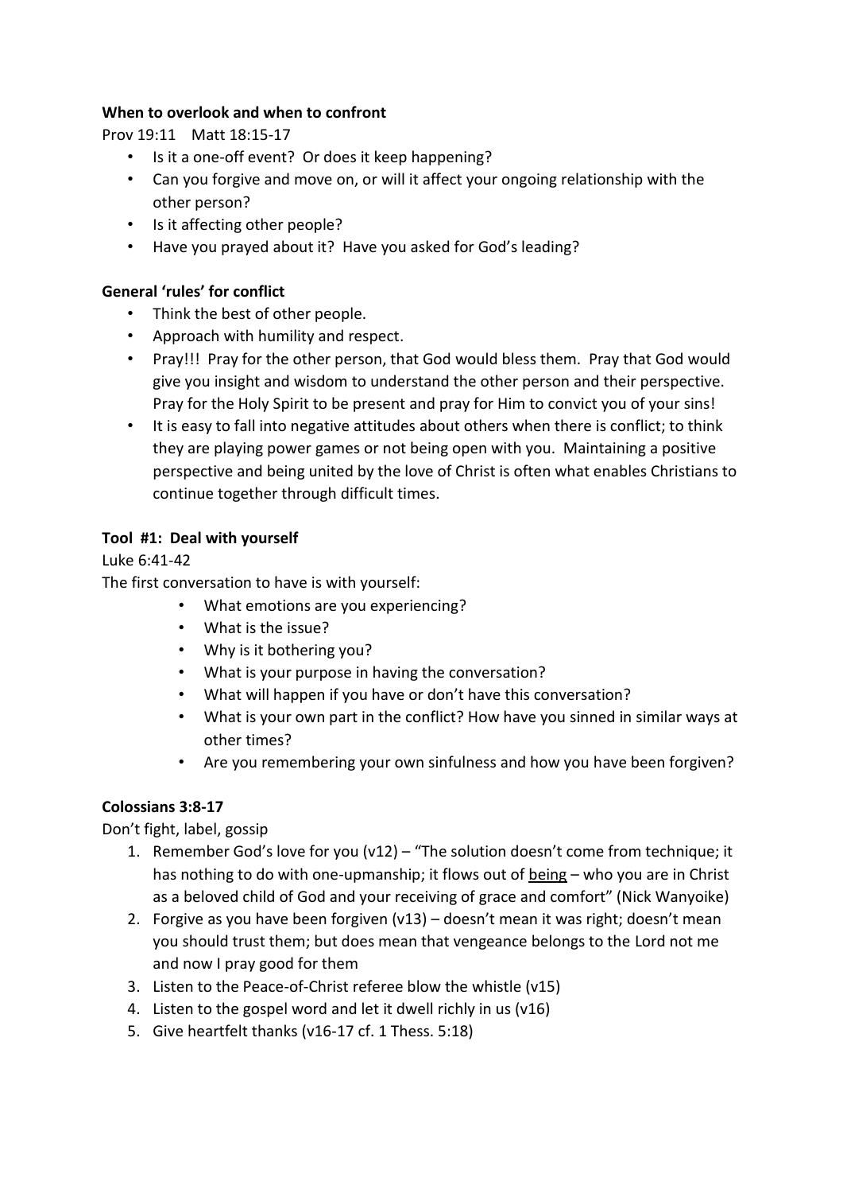**When to overlook and when to confront**

Prov 19:11 Matt 18:15-17

- Is it a one-off event? Or does it keep happening?
- Can you forgive and move on, or will it affect your ongoing relationship with the other person?
- Is it affecting other people?
- Have you prayed about it? Have you asked for God's leading?

**General 'rules' for conflict**

- Think the best of other people.
- Approach with humility and respect.
- Pray!!! Pray for the other person, that God would bless them. Pray that God would give you insight and wisdom to understand the other person and their perspective. Pray for the Holy Spirit to be present and pray for Him to convict you of your sins!
- It is easy to fall into negative attitudes about others when there is conflict; to think they are playing power games or not being open with you. Maintaining a positive perspective and being united by the love of Christ is often what enables Christians to continue together through difficult times.

**Tool #1: Deal with yourself**

Luke 6:41-42

The first conversation to have is with yourself:

- What emotions are you experiencing?
- What is the issue?
- Why is it bothering you?
- What is your purpose in having the conversation?
- What will happen if you have or don't have this conversation?
- What is your own part in the conflict? How have you sinned in similar ways at other times?
- Are you remembering your own sinfulness and how you have been forgiven?

**Colossians 3:8-17**

Don't fight, label, gossip

1. Remember God's love for you (v12) – "The solution doesn't come from technique; it has nothing to do with one-upmanship; it flows out of <u>being</u> – who you are in Christ as a beloved child of God and your receiving of grace and comfort" (Nick Wanyoike)
2. Forgive as you have been forgiven (v13) – doesn't mean it was right; doesn't mean you should trust them; but does mean that vengeance belongs to the Lord not me and now I pray good for them
3. Listen to the Peace-of-Christ referee blow the whistle (v15)
4. Listen to the gospel word and let it dwell richly in us (v16)
5. Give heartfelt thanks (v16-17 cf. 1 Thess. 5:18)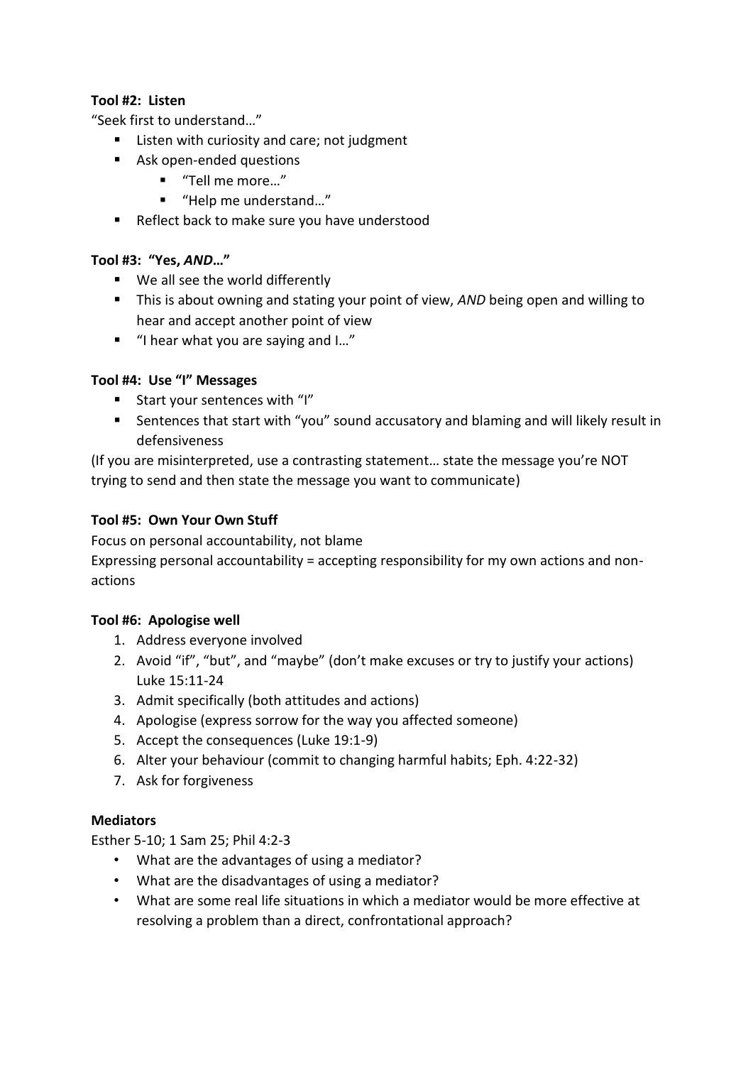**Tool #2: Listen**

"Seek first to understand…"

- Listen with curiosity and care; not judgment
- Ask open-ended questions
  - "Tell me more…"
  - "Help me understand…"
- Reflect back to make sure you have understood

**Tool #3: "Yes, *AND*…"**

- We all see the world differently
- This is about owning and stating your point of view, *AND* being open and willing to hear and accept another point of view
- "I hear what you are saying and I…"

**Tool #4: Use "I" Messages**

- Start your sentences with "I"
- Sentences that start with "you" sound accusatory and blaming and will likely result in defensiveness

(If you are misinterpreted, use a contrasting statement… state the message you're NOT trying to send and then state the message you want to communicate)

**Tool #5: Own Your Own Stuff**

Focus on personal accountability, not blame

Expressing personal accountability = accepting responsibility for my own actions and non-actions

**Tool #6: Apologise well**

1. Address everyone involved
2. Avoid "if", "but", and "maybe" (don't make excuses or try to justify your actions) Luke 15:11-24
3. Admit specifically (both attitudes and actions)
4. Apologise (express sorrow for the way you affected someone)
5. Accept the consequences (Luke 19:1-9)
6. Alter your behaviour (commit to changing harmful habits; Eph. 4:22-32)
7. Ask for forgiveness

**Mediators**

Esther 5-10; 1 Sam 25; Phil 4:2-3

- What are the advantages of using a mediator?
- What are the disadvantages of using a mediator?
- What are some real life situations in which a mediator would be more effective at resolving a problem than a direct, confrontational approach?